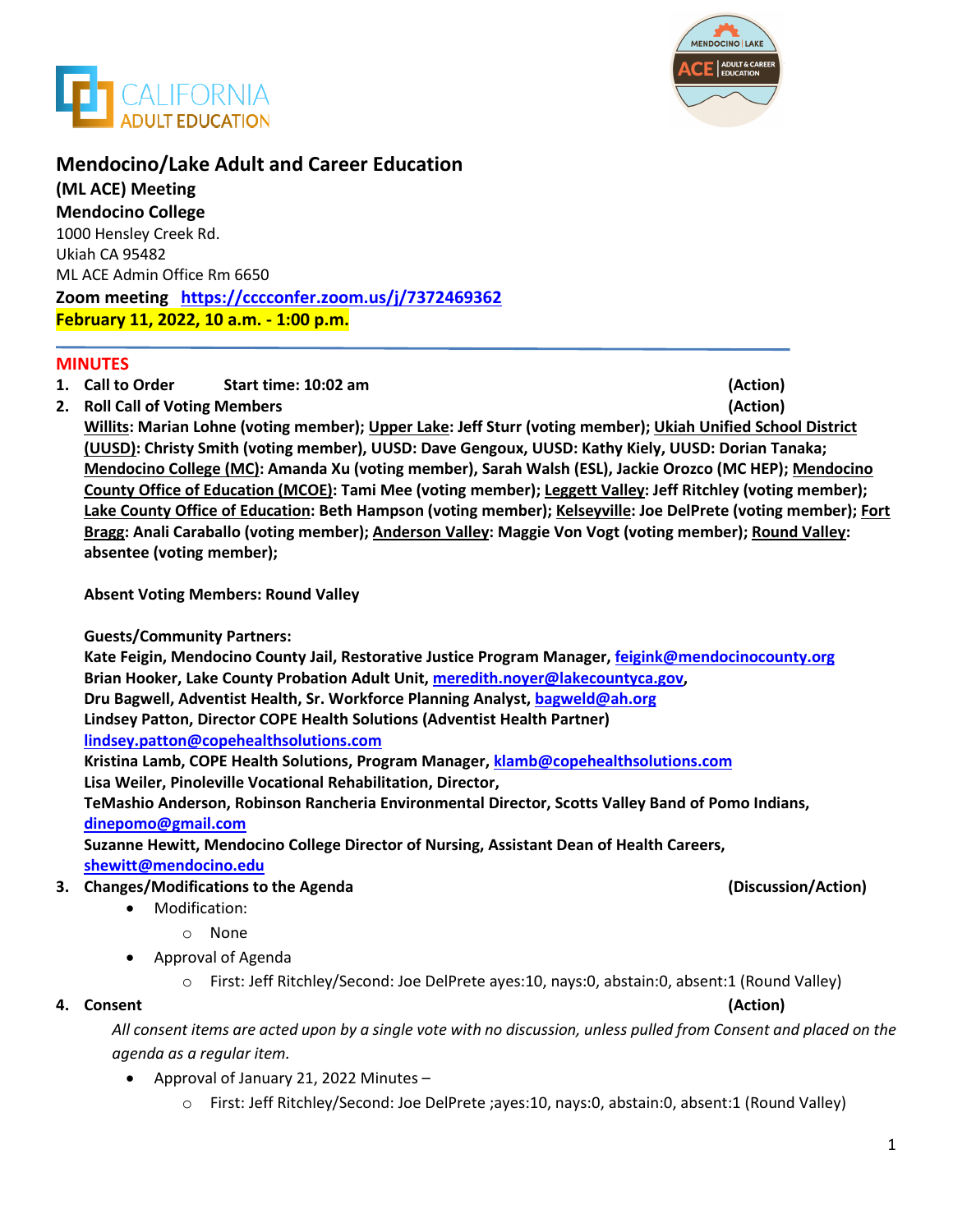# Mendocino/Lake Adult and Career Education

**(ML ACE) Meeting**
**Mendocino College**
1000 Hensley Creek Rd.
Ukiah CA 95482
ML ACE Admin Office Rm 6650
**Zoom meeting https://cccconfer.zoom.us/j/7372469362**
**February 11, 2022, 10 a.m. - 1:00 p.m.**

## MINUTES

1. **Call to Order Start time: 10:02 am (Action)**
2. **Roll Call of Voting Members (Action)**
   **Willits: Marian Lohne (voting member); Upper Lake: Jeff Sturr (voting member); Ukiah Unified School District (UUSD): Christy Smith (voting member), UUSD: Dave Gengoux, UUSD: Kathy Kiely, UUSD: Dorian Tanaka; Mendocino College (MC): Amanda Xu (voting member), Sarah Walsh (ESL), Jackie Orozco (MC HEP); Mendocino County Office of Education (MCOE): Tami Mee (voting member); Leggett Valley: Jeff Ritchley (voting member); Lake County Office of Education: Beth Hampson (voting member); Kelseyville: Joe DelPrete (voting member); Fort Bragg: Anali Caraballo (voting member); Anderson Valley: Maggie Von Vogt (voting member); Round Valley: absentee (voting member);**

   **Absent Voting Members: Round Valley**

   **Guests/Community Partners:**
   **Kate Feigin, Mendocino County Jail, Restorative Justice Program Manager, feigink@mendocinocounty.org**
   **Brian Hooker, Lake County Probation Adult Unit, meredith.noyer@lakecountyca.gov,**
   **Dru Bagwell, Adventist Health, Sr. Workforce Planning Analyst, bagweld@ah.org**
   **Lindsey Patton, Director COPE Health Solutions (Adventist Health Partner) lindsey.patton@copehealthsolutions.com**
   **Kristina Lamb, COPE Health Solutions, Program Manager, klamb@copehealthsolutions.com**
   **Lisa Weiler, Pinoleville Vocational Rehabilitation, Director,**
   **TeMashio Anderson, Robinson Rancheria Environmental Director, Scotts Valley Band of Pomo Indians, dinepomo@gmail.com**
   **Suzanne Hewitt, Mendocino College Director of Nursing, Assistant Dean of Health Careers, shewitt@mendocino.edu**
3. **Changes/Modifications to the Agenda (Discussion/Action)**
   - Modification:
     - None
   - Approval of Agenda
     - First: Jeff Ritchley/Second: Joe DelPrete ayes:10, nays:0, abstain:0, absent:1 (Round Valley)
4. **Consent (Action)**

   *All consent items are acted upon by a single vote with no discussion, unless pulled from Consent and placed on the agenda as a regular item.*

   - Approval of January 21, 2022 Minutes –
     - First: Jeff Ritchley/Second: Joe DelPrete ;ayes:10, nays:0, abstain:0, absent:1 (Round Valley)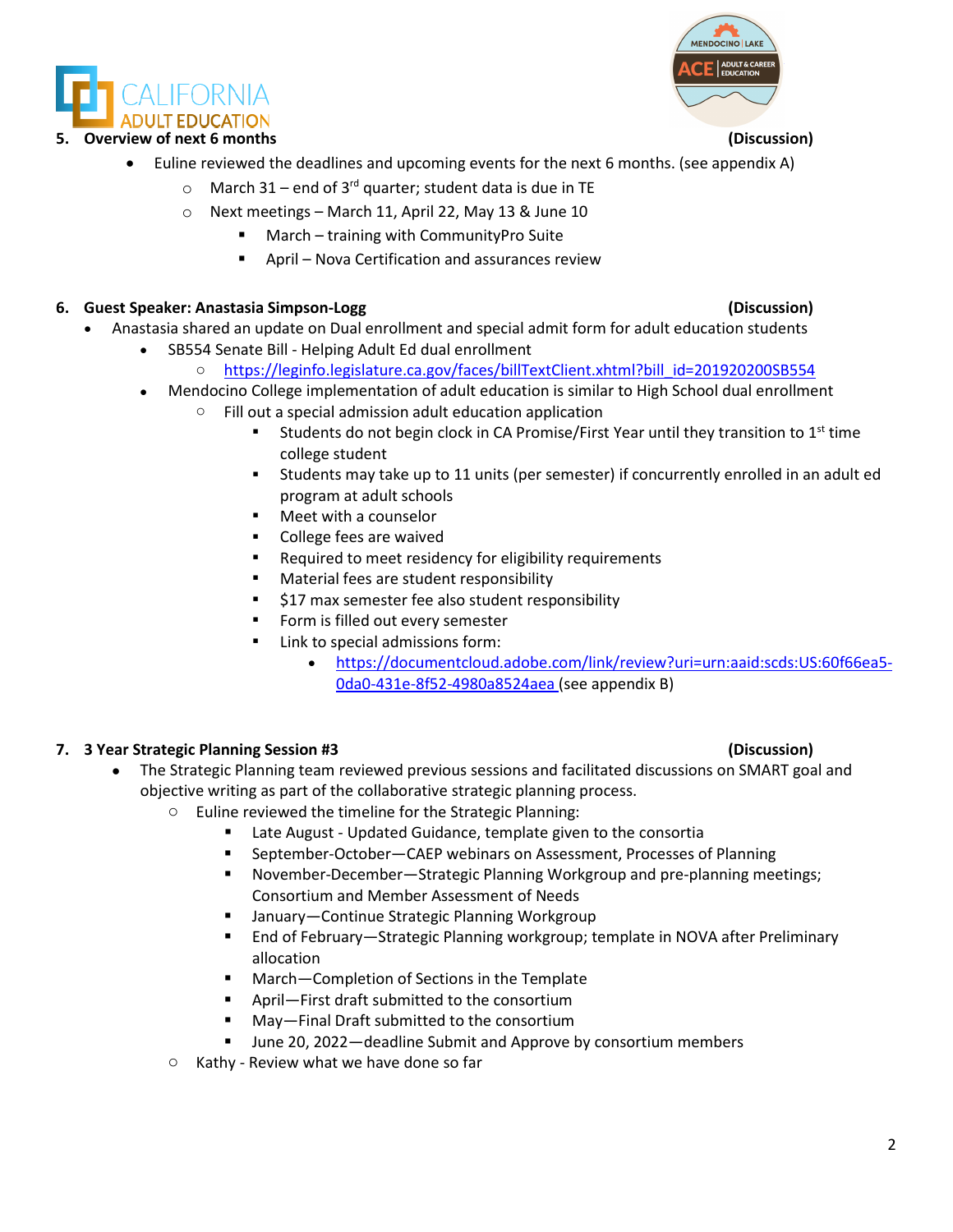**5. Overview of next 6 months** **(Discussion)**

- Euline reviewed the deadlines and upcoming events for the next 6 months. (see appendix A)
  - March 31 – end of 3rd quarter; student data is due in TE
  - Next meetings – March 11, April 22, May 13 & June 10
    - March – training with CommunityPro Suite
    - April – Nova Certification and assurances review

**6. Guest Speaker: Anastasia Simpson-Logg** **(Discussion)**

- Anastasia shared an update on Dual enrollment and special admit form for adult education students
  - SB554 Senate Bill - Helping Adult Ed dual enrollment
    - https://leginfo.legislature.ca.gov/faces/billTextClient.xhtml?bill_id=201920200SB554
  - Mendocino College implementation of adult education is similar to High School dual enrollment
    - Fill out a special admission adult education application
      - Students do not begin clock in CA Promise/First Year until they transition to 1st time college student
      - Students may take up to 11 units (per semester) if concurrently enrolled in an adult ed program at adult schools
      - Meet with a counselor
      - College fees are waived
      - Required to meet residency for eligibility requirements
      - Material fees are student responsibility
      - $17 max semester fee also student responsibility
      - Form is filled out every semester
      - Link to special admissions form:
        - https://documentcloud.adobe.com/link/review?uri=urn:aaid:scds:US:60f66ea5-0da0-431e-8f52-4980a8524aea (see appendix B)

**7. 3 Year Strategic Planning Session #3** **(Discussion)**

- The Strategic Planning team reviewed previous sessions and facilitated discussions on SMART goal and objective writing as part of the collaborative strategic planning process.
  - Euline reviewed the timeline for the Strategic Planning:
    - Late August - Updated Guidance, template given to the consortia
    - September-October—CAEP webinars on Assessment, Processes of Planning
    - November-December—Strategic Planning Workgroup and pre-planning meetings; Consortium and Member Assessment of Needs
    - January—Continue Strategic Planning Workgroup
    - End of February—Strategic Planning workgroup; template in NOVA after Preliminary allocation
    - March—Completion of Sections in the Template
    - April—First draft submitted to the consortium
    - May—Final Draft submitted to the consortium
    - June 20, 2022—deadline Submit and Approve by consortium members
  - Kathy - Review what we have done so far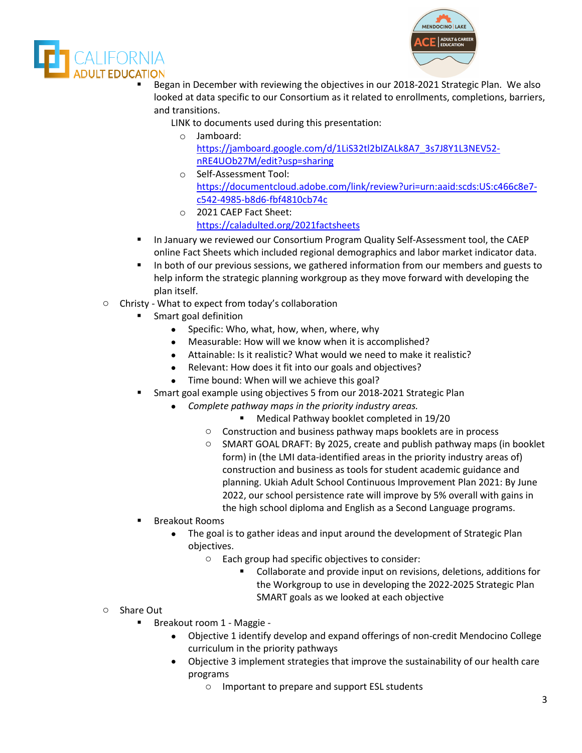- Began in December with reviewing the objectives in our 2018-2021 Strategic Plan. We also looked at data specific to our Consortium as it related to enrollments, completions, barriers, and transitions.

  LINK to documents used during this presentation:
  - Jamboard: https://jamboard.google.com/d/1LiS32tl2bIZALk8A7_3s7J8Y1L3NEV52-nRE4UOb27M/edit?usp=sharing
  - Self-Assessment Tool: https://documentcloud.adobe.com/link/review?uri=urn:aaid:scds:US:c466c8e7-c542-4985-b8d6-fbf4810cb74c
  - 2021 CAEP Fact Sheet: https://caladulted.org/2021factsheets
- In January we reviewed our Consortium Program Quality Self-Assessment tool, the CAEP online Fact Sheets which included regional demographics and labor market indicator data.
- In both of our previous sessions, we gathered information from our members and guests to help inform the strategic planning workgroup as they move forward with developing the plan itself.

- Christy - What to expect from today's collaboration
  - Smart goal definition
    - Specific: Who, what, how, when, where, why
    - Measurable: How will we know when it is accomplished?
    - Attainable: Is it realistic? What would we need to make it realistic?
    - Relevant: How does it fit into our goals and objectives?
    - Time bound: When will we achieve this goal?
  - Smart goal example using objectives 5 from our 2018-2021 Strategic Plan
    - *Complete pathway maps in the priority industry areas.*
      - Medical Pathway booklet completed in 19/20
      - Construction and business pathway maps booklets are in process
      - SMART GOAL DRAFT: By 2025, create and publish pathway maps (in booklet form) in (the LMI data-identified areas in the priority industry areas of) construction and business as tools for student academic guidance and planning. Ukiah Adult School Continuous Improvement Plan 2021: By June 2022, our school persistence rate will improve by 5% overall with gains in the high school diploma and English as a Second Language programs.
  - Breakout Rooms
    - The goal is to gather ideas and input around the development of Strategic Plan objectives.
      - Each group had specific objectives to consider:
        - Collaborate and provide input on revisions, deletions, additions for the Workgroup to use in developing the 2022-2025 Strategic Plan SMART goals as we looked at each objective
- Share Out
  - Breakout room 1 - Maggie -
    - Objective 1 identify develop and expand offerings of non-credit Mendocino College curriculum in the priority pathways
    - Objective 3 implement strategies that improve the sustainability of our health care programs
      - Important to prepare and support ESL students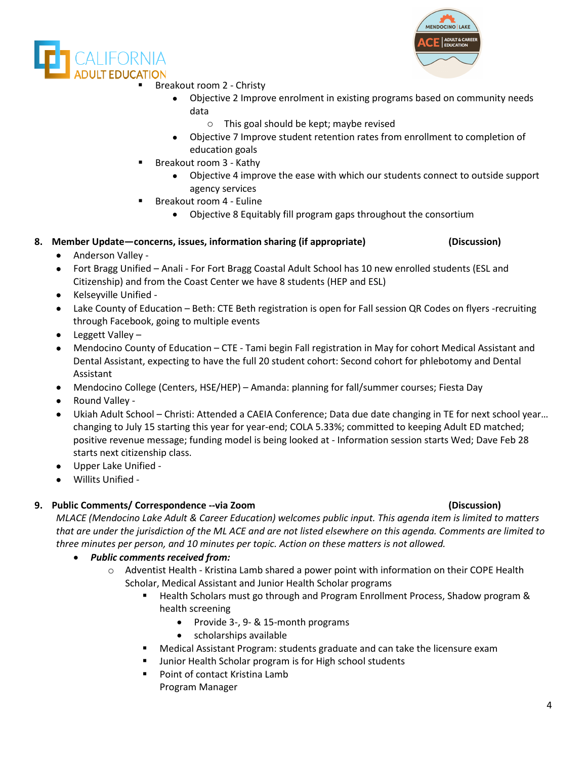- Breakout room 2 - Christy
  - Objective 2 Improve enrolment in existing programs based on community needs data
    - This goal should be kept; maybe revised
  - Objective 7 Improve student retention rates from enrollment to completion of education goals
- Breakout room 3 - Kathy
  - Objective 4 improve the ease with which our students connect to outside support agency services
- Breakout room 4 - Euline
  - Objective 8 Equitably fill program gaps throughout the consortium

**8. Member Update—concerns, issues, information sharing (if appropriate) (Discussion)**

- Anderson Valley -
- Fort Bragg Unified – Anali - For Fort Bragg Coastal Adult School has 10 new enrolled students (ESL and Citizenship) and from the Coast Center we have 8 students (HEP and ESL)
- Kelseyville Unified -
- Lake County of Education – Beth: CTE Beth registration is open for Fall session QR Codes on flyers -recruiting through Facebook, going to multiple events
- Leggett Valley –
- Mendocino County of Education – CTE - Tami begin Fall registration in May for cohort Medical Assistant and Dental Assistant, expecting to have the full 20 student cohort: Second cohort for phlebotomy and Dental Assistant
- Mendocino College (Centers, HSE/HEP) – Amanda: planning for fall/summer courses; Fiesta Day
- Round Valley -
- Ukiah Adult School – Christi: Attended a CAEIA Conference; Data due date changing in TE for next school year… changing to July 15 starting this year for year-end; COLA 5.33%; committed to keeping Adult ED matched; positive revenue message; funding model is being looked at - Information session starts Wed; Dave Feb 28 starts next citizenship class.
- Upper Lake Unified -
- Willits Unified -

**9. Public Comments/ Correspondence --via Zoom (Discussion)**

*MLACE (Mendocino Lake Adult & Career Education) welcomes public input. This agenda item is limited to matters that are under the jurisdiction of the ML ACE and are not listed elsewhere on this agenda. Comments are limited to three minutes per person, and 10 minutes per topic. Action on these matters is not allowed.*

- ***Public comments received from:***
  - Adventist Health - Kristina Lamb shared a power point with information on their COPE Health Scholar, Medical Assistant and Junior Health Scholar programs
    - Health Scholars must go through and Program Enrollment Process, Shadow program & health screening
      - Provide 3-, 9- & 15-month programs
      - scholarships available
    - Medical Assistant Program: students graduate and can take the licensure exam
    - Junior Health Scholar program is for High school students
    - Point of contact Kristina Lamb
      Program Manager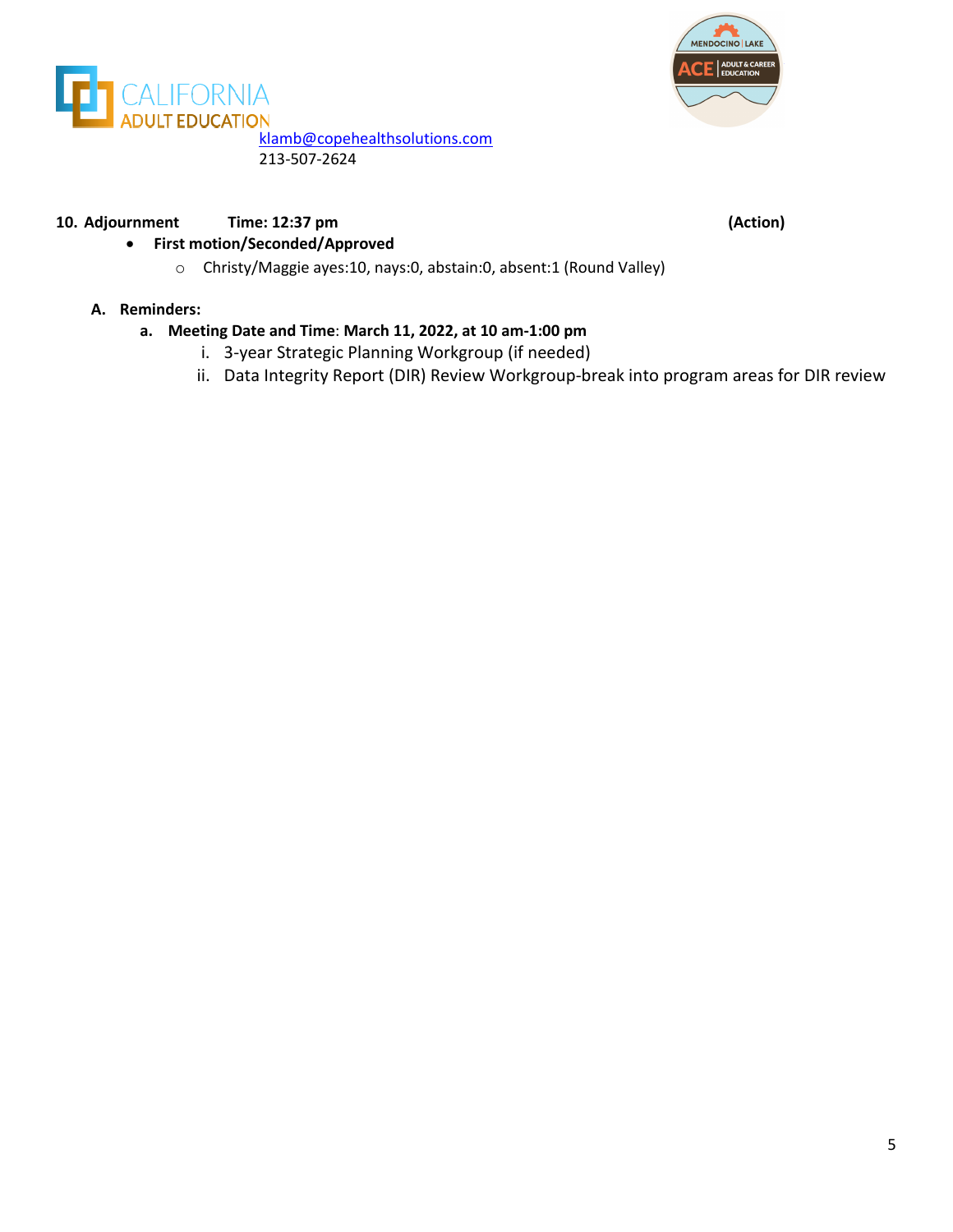klamb@copehealthsolutions.com
213-507-2624

**10. Adjournment Time: 12:37 pm (Action)**

- **First motion/Seconded/Approved**
  - Christy/Maggie ayes:10, nays:0, abstain:0, absent:1 (Round Valley)

**A. Reminders:**

**a. Meeting Date and Time**: **March 11, 2022, at 10 am-1:00 pm**

i. 3-year Strategic Planning Workgroup (if needed)

ii. Data Integrity Report (DIR) Review Workgroup-break into program areas for DIR review